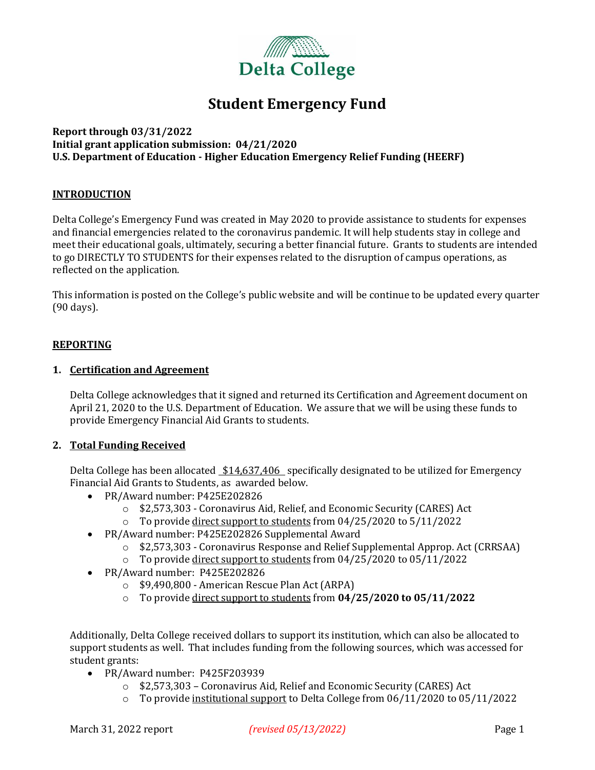Delta College

# Student Emergency Fund

**Report through 03/31/2022**
**Initial grant application submission: 04/21/2020**
**U.S. Department of Education - Higher Education Emergency Relief Funding (HEERF)**

## INTRODUCTION

Delta College's Emergency Fund was created in May 2020 to provide assistance to students for expenses and financial emergencies related to the coronavirus pandemic. It will help students stay in college and meet their educational goals, ultimately, securing a better financial future. Grants to students are intended to go DIRECTLY TO STUDENTS for their expenses related to the disruption of campus operations, as reflected on the application.

This information is posted on the College's public website and will be continue to be updated every quarter (90 days).

## REPORTING

### 1. Certification and Agreement

Delta College acknowledges that it signed and returned its Certification and Agreement document on April 21, 2020 to the U.S. Department of Education. We assure that we will be using these funds to provide Emergency Financial Aid Grants to students.

### 2. Total Funding Received

Delta College has been allocated $14,637,406 specifically designated to be utilized for Emergency Financial Aid Grants to Students, as awarded below.

- PR/Award number: P425E202826
  - $2,573,303 - Coronavirus Aid, Relief, and Economic Security (CARES) Act
  - To provide direct support to students from 04/25/2020 to 5/11/2022
- PR/Award number: P425E202826 Supplemental Award
  - $2,573,303 - Coronavirus Response and Relief Supplemental Approp. Act (CRRSAA)
  - To provide direct support to students from 04/25/2020 to 05/11/2022
- PR/Award number: P425E202826
  - $9,490,800 - American Rescue Plan Act (ARPA)
  - To provide direct support to students from **04/25/2020 to 05/11/2022**

Additionally, Delta College received dollars to support its institution, which can also be allocated to support students as well. That includes funding from the following sources, which was accessed for student grants:

- PR/Award number: P425F203939
  - $2,573,303 – Coronavirus Aid, Relief and Economic Security (CARES) Act
  - To provide institutional support to Delta College from 06/11/2020 to 05/11/2022

March 31, 2022 report *(revised 05/13/2022)*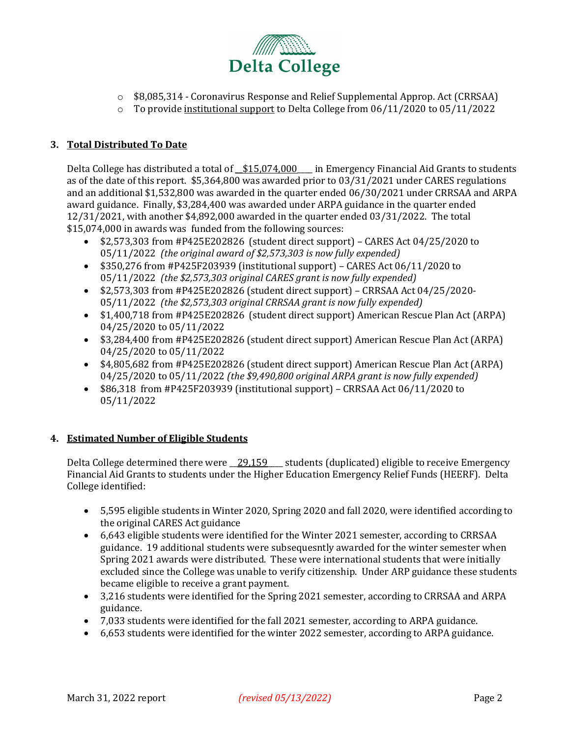- $8,085,314 - Coronavirus Response and Relief Supplemental Approp. Act (CRRSAA)
- To provide institutional support to Delta College from 06/11/2020 to 05/11/2022

### 3. Total Distributed To Date

Delta College has distributed a total of __$15,074,000____ in Emergency Financial Aid Grants to students as of the date of this report. $5,364,800 was awarded prior to 03/31/2021 under CARES regulations and an additional $1,532,800 was awarded in the quarter ended 06/30/2021 under CRRSAA and ARPA award guidance. Finally, $3,284,400 was awarded under ARPA guidance in the quarter ended 12/31/2021, with another $4,892,000 awarded in the quarter ended 03/31/2022. The total $15,074,000 in awards was funded from the following sources:

- $2,573,303 from #P425E202826 (student direct support) – CARES Act 04/25/2020 to 05/11/2022 *(the original award of $2,573,303 is now fully expended)*
- $350,276 from #P425F203939 (institutional support) – CARES Act 06/11/2020 to 05/11/2022 *(the $2,573,303 original CARES grant is now fully expended)*
- $2,573,303 from #P425E202826 (student direct support) – CRRSAA Act 04/25/2020-05/11/2022 *(the $2,573,303 original CRRSAA grant is now fully expended)*
- $1,400,718 from #P425E202826 (student direct support) American Rescue Plan Act (ARPA) 04/25/2020 to 05/11/2022
- $3,284,400 from #P425E202826 (student direct support) American Rescue Plan Act (ARPA) 04/25/2020 to 05/11/2022
- $4,805,682 from #P425E202826 (student direct support) American Rescue Plan Act (ARPA) 04/25/2020 to 05/11/2022 *(the $9,490,800 original ARPA grant is now fully expended)*
- $86,318 from #P425F203939 (institutional support) – CRRSAA Act 06/11/2020 to 05/11/2022

### 4. Estimated Number of Eligible Students

Delta College determined there were __29,159____ students (duplicated) eligible to receive Emergency Financial Aid Grants to students under the Higher Education Emergency Relief Funds (HEERF). Delta College identified:

- 5,595 eligible students in Winter 2020, Spring 2020 and fall 2020, were identified according to the original CARES Act guidance
- 6,643 eligible students were identified for the Winter 2021 semester, according to CRRSAA guidance. 19 additional students were subsequesntly awarded for the winter semester when Spring 2021 awards were distributed. These were international students that were initially excluded since the College was unable to verify citizenship. Under ARP guidance these students became eligible to receive a grant payment.
- 3,216 students were identified for the Spring 2021 semester, according to CRRSAA and ARPA guidance.
- 7,033 students were identified for the fall 2021 semester, according to ARPA guidance.
- 6,653 students were identified for the winter 2022 semester, according to ARPA guidance.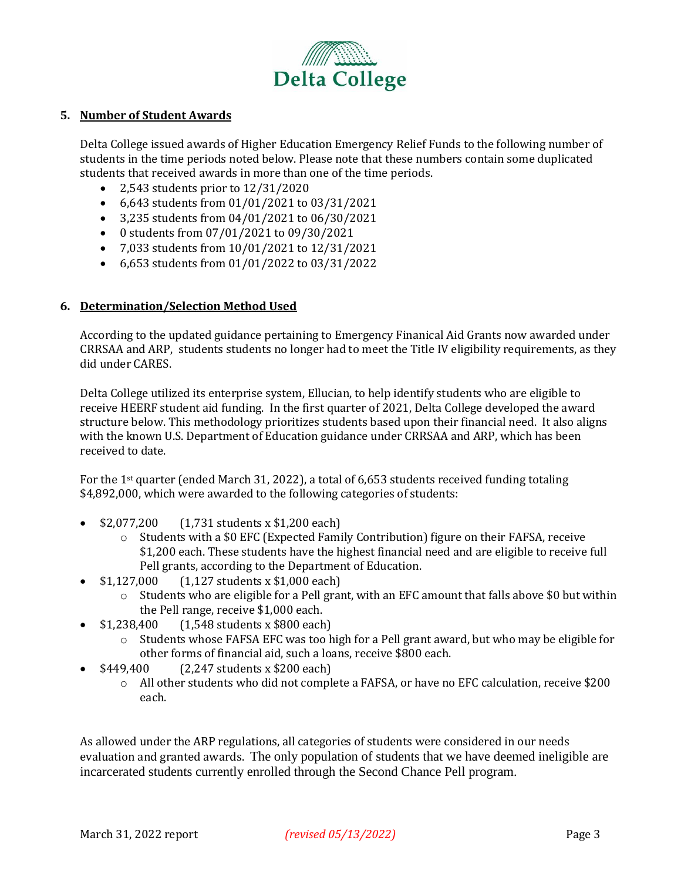Delta College

5. **Number of Student Awards**

Delta College issued awards of Higher Education Emergency Relief Funds to the following number of students in the time periods noted below. Please note that these numbers contain some duplicated students that received awards in more than one of the time periods.

- 2,543 students prior to 12/31/2020
- 6,643 students from 01/01/2021 to 03/31/2021
- 3,235 students from 04/01/2021 to 06/30/2021
- 0 students from 07/01/2021 to 09/30/2021
- 7,033 students from 10/01/2021 to 12/31/2021
- 6,653 students from 01/01/2022 to 03/31/2022

6. **Determination/Selection Method Used**

According to the updated guidance pertaining to Emergency Finanical Aid Grants now awarded under CRRSAA and ARP, students students no longer had to meet the Title IV eligibility requirements, as they did under CARES.

Delta College utilized its enterprise system, Ellucian, to help identify students who are eligible to receive HEERF student aid funding. In the first quarter of 2021, Delta College developed the award structure below. This methodology prioritizes students based upon their financial need. It also aligns with the known U.S. Department of Education guidance under CRRSAA and ARP, which has been received to date.

For the 1st quarter (ended March 31, 2022), a total of 6,653 students received funding totaling $4,892,000, which were awarded to the following categories of students:

- $2,077,200 (1,731 students x $1,200 each)
  - Students with a $0 EFC (Expected Family Contribution) figure on their FAFSA, receive $1,200 each. These students have the highest financial need and are eligible to receive full Pell grants, according to the Department of Education.
- $1,127,000 (1,127 students x $1,000 each)
  - Students who are eligible for a Pell grant, with an EFC amount that falls above $0 but within the Pell range, receive $1,000 each.
- $1,238,400 (1,548 students x $800 each)
  - Students whose FAFSA EFC was too high for a Pell grant award, but who may be eligible for other forms of financial aid, such a loans, receive $800 each.
- $449,400 (2,247 students x $200 each)
  - All other students who did not complete a FAFSA, or have no EFC calculation, receive $200 each.

As allowed under the ARP regulations, all categories of students were considered in our needs evaluation and granted awards. The only population of students that we have deemed ineligible are incarcerated students currently enrolled through the Second Chance Pell program.

March 31, 2022 report *(revised 05/13/2022)*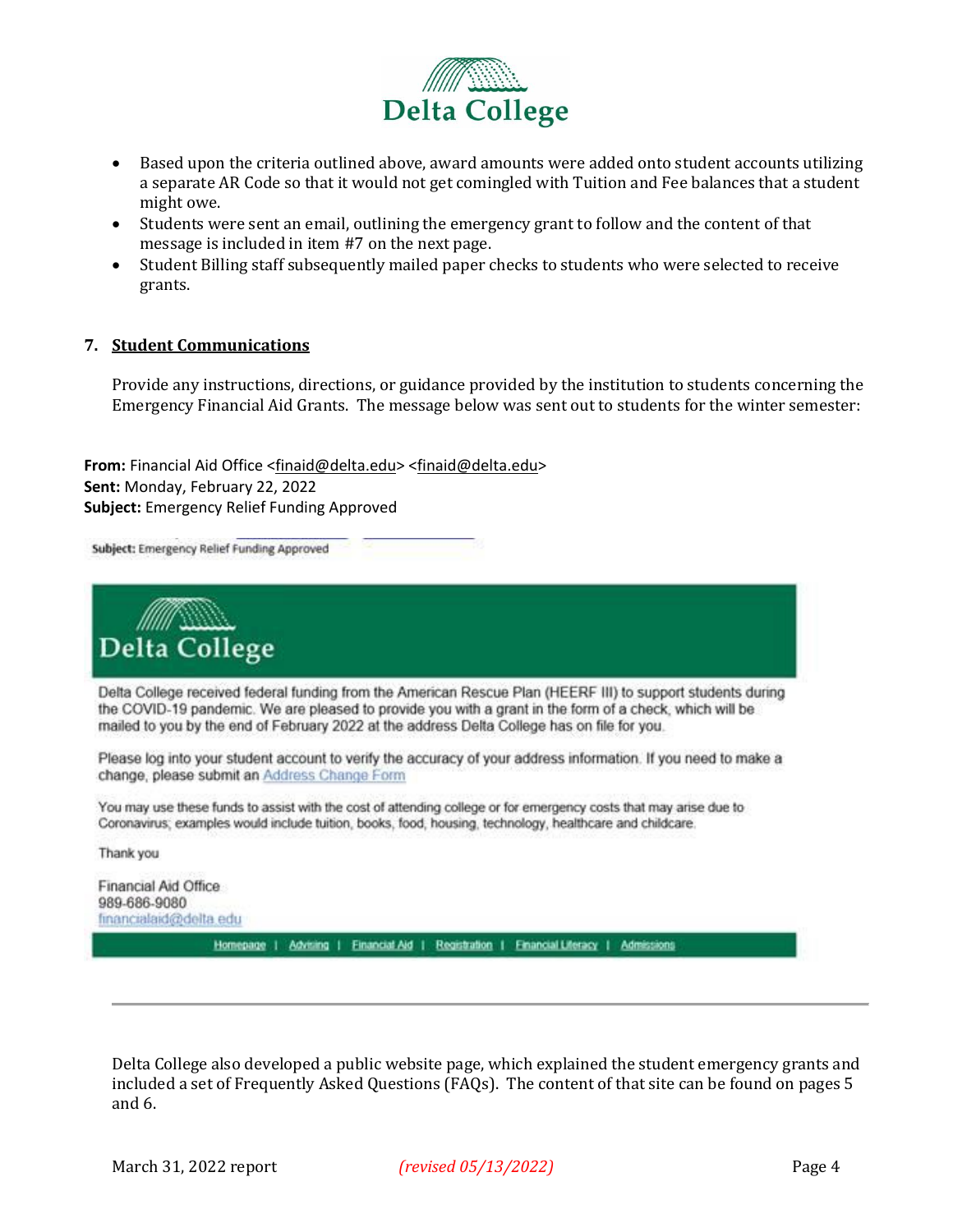- Based upon the criteria outlined above, award amounts were added onto student accounts utilizing a separate AR Code so that it would not get comingled with Tuition and Fee balances that a student might owe.
- Students were sent an email, outlining the emergency grant to follow and the content of that message is included in item #7 on the next page.
- Student Billing staff subsequently mailed paper checks to students who were selected to receive grants.

## 7. Student Communications

Provide any instructions, directions, or guidance provided by the institution to students concerning the Emergency Financial Aid Grants. The message below was sent out to students for the winter semester:

**From:** Financial Aid Office <finaid@delta.edu> <finaid@delta.edu>
**Sent:** Monday, February 22, 2022
**Subject:** Emergency Relief Funding Approved

**Subject:** Emergency Relief Funding Approved

Delta College

Delta College received federal funding from the American Rescue Plan (HEERF III) to support students during the COVID-19 pandemic. We are pleased to provide you with a grant in the form of a check, which will be mailed to you by the end of February 2022 at the address Delta College has on file for you.

Please log into your student account to verify the accuracy of your address information. If you need to make a change, please submit an Address Change Form

You may use these funds to assist with the cost of attending college or for emergency costs that may arise due to Coronavirus; examples would include tuition, books, food, housing, technology, healthcare and childcare.

Thank you

Financial Aid Office
989-686-9080
financialaid@delta.edu

Homepage | Advising | Financial Aid | Registration | Financial Literacy | Admissions

---

Delta College also developed a public website page, which explained the student emergency grants and included a set of Frequently Asked Questions (FAQs). The content of that site can be found on pages 5 and 6.

March 31, 2022 report *(revised 05/13/2022)*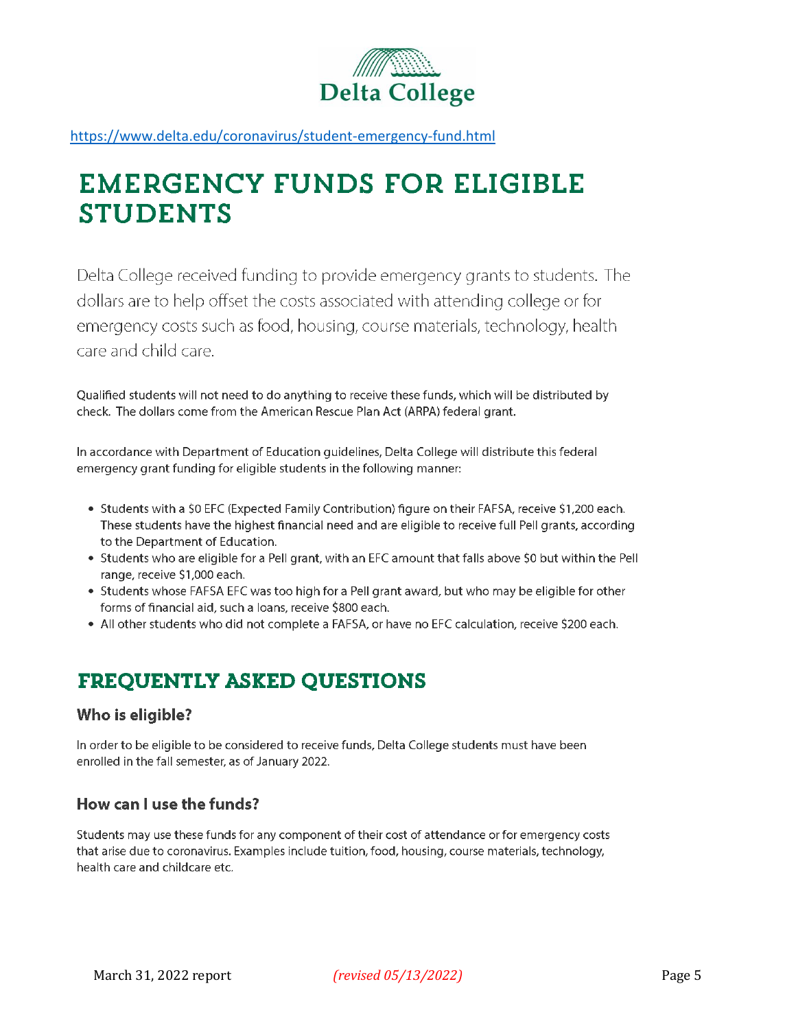Delta College

https://www.delta.edu/coronavirus/student-emergency-fund.html

# EMERGENCY FUNDS FOR ELIGIBLE STUDENTS

Delta College received funding to provide emergency grants to students. The dollars are to help offset the costs associated with attending college or for emergency costs such as food, housing, course materials, technology, health care and child care.

Qualified students will not need to do anything to receive these funds, which will be distributed by check. The dollars come from the American Rescue Plan Act (ARPA) federal grant.

In accordance with Department of Education guidelines, Delta College will distribute this federal emergency grant funding for eligible students in the following manner:

- Students with a $0 EFC (Expected Family Contribution) figure on their FAFSA, receive $1,200 each. These students have the highest financial need and are eligible to receive full Pell grants, according to the Department of Education.
- Students who are eligible for a Pell grant, with an EFC amount that falls above $0 but within the Pell range, receive $1,000 each.
- Students whose FAFSA EFC was too high for a Pell grant award, but who may be eligible for other forms of financial aid, such a loans, receive $800 each.
- All other students who did not complete a FAFSA, or have no EFC calculation, receive $200 each.

## FREQUENTLY ASKED QUESTIONS

### Who is eligible?

In order to be eligible to be considered to receive funds, Delta College students must have been enrolled in the fall semester, as of January 2022.

### How can I use the funds?

Students may use these funds for any component of their cost of attendance or for emergency costs that arise due to coronavirus. Examples include tuition, food, housing, course materials, technology, health care and childcare etc.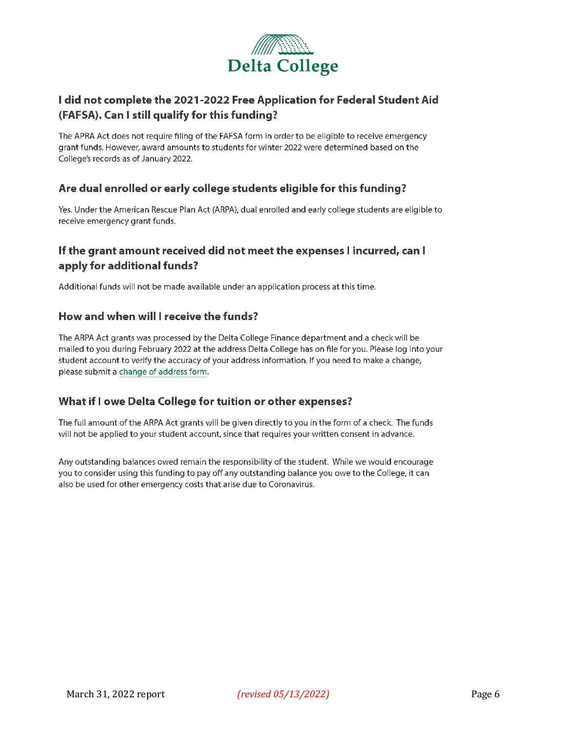## I did not complete the 2021-2022 Free Application for Federal Student Aid (FAFSA). Can I still qualify for this funding?

The APRA Act does not require filing of the FAFSA form in order to be eligible to receive emergency grant funds. However, award amounts to students for winter 2022 were determined based on the College's records as of January 2022.

## Are dual enrolled or early college students eligible for this funding?

Yes. Under the American Rescue Plan Act (ARPA), dual enrolled and early college students are eligible to receive emergency grant funds.

## If the grant amount received did not meet the expenses I incurred, can I apply for additional funds?

Additional funds will not be made available under an application process at this time.

## How and when will I receive the funds?

The ARPA Act grants was processed by the Delta College Finance department and a check will be mailed to you during February 2022 at the address Delta College has on file for you. Please log into your student account to verify the accuracy of your address information. If you need to make a change, please submit a change of address form.

## What if I owe Delta College for tuition or other expenses?

The full amount of the ARPA Act grants will be given directly to you in the form of a check. The funds will not be applied to your student account, since that requires your written consent in advance.

Any outstanding balances owed remain the responsibility of the student. While we would encourage you to consider using this funding to pay off any outstanding balance you owe to the College, it can also be used for other emergency costs that arise due to Coronavirus.